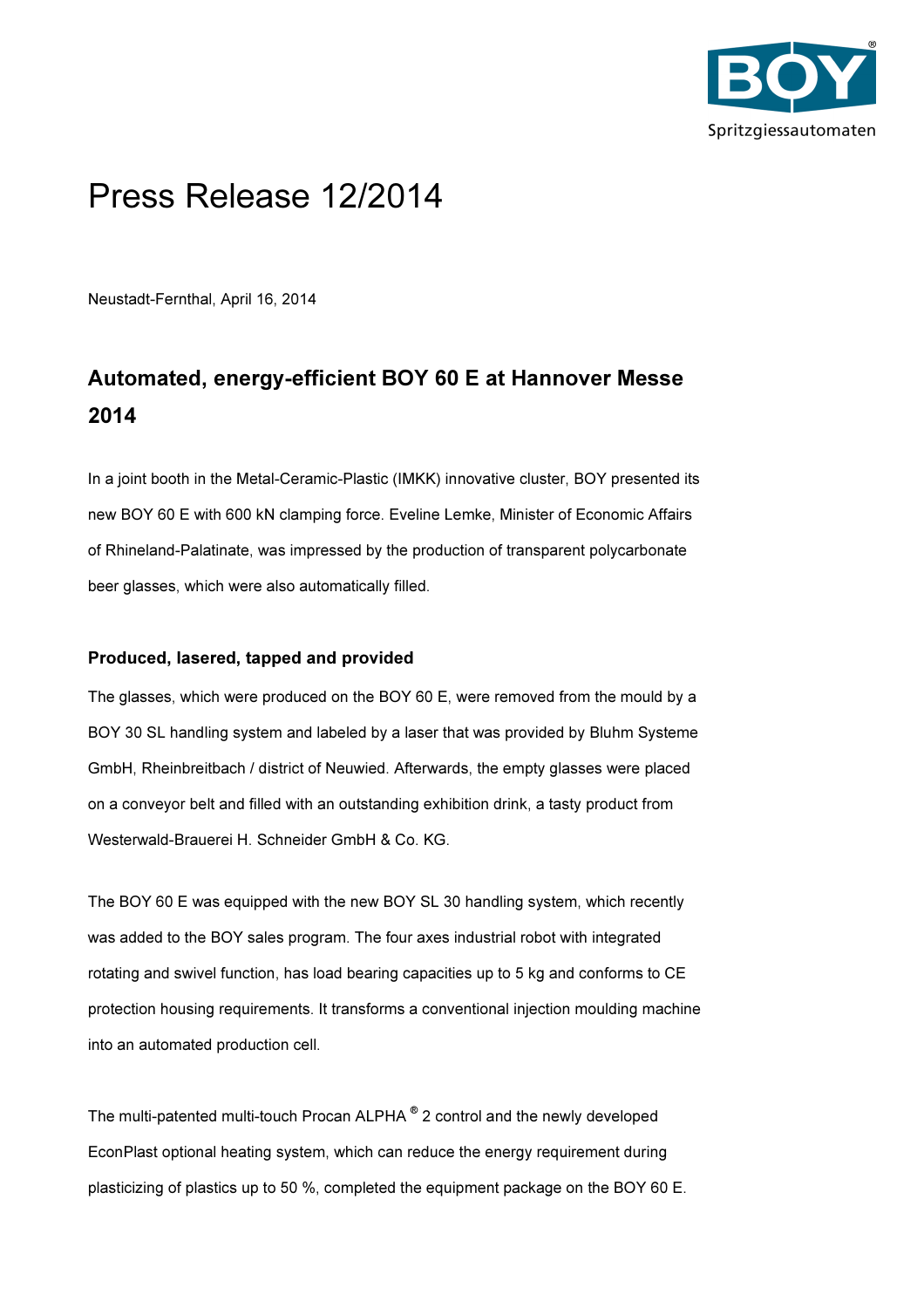# Press Release 12/2014

Neustadt-Fernthal, April 16, 2014

## Automated, energy-efficient BOY 60 E at Hannover Messe 2014

In a joint booth in the Metal-Ceramic-Plastic (IMKK) innovative cluster, BOY presented its new BOY 60 E with 600 kN clamping force. Eveline Lemke, Minister of Economic Affairs of Rhineland-Palatinate, was impressed by the production of transparent polycarbonate beer glasses, which were also automatically filled.

### Produced, lasered, tapped and provided

The glasses, which were produced on the BOY 60 E, were removed from the mould by a BOY 30 SL handling system and labeled by a laser that was provided by Bluhm Systeme GmbH, Rheinbreitbach / district of Neuwied. Afterwards, the empty glasses were placed on a conveyor belt and filled with an outstanding exhibition drink, a tasty product from Westerwald-Brauerei H. Schneider GmbH & Co. KG.

The BOY 60 E was equipped with the new BOY SL 30 handling system, which recently was added to the BOY sales program. The four axes industrial robot with integrated rotating and swivel function, has load bearing capacities up to 5 kg and conforms to CE protection housing requirements. It transforms a conventional injection moulding machine into an automated production cell.

The multi-patented multi-touch Procan ALPHA® 2 control and the newly developed EconPlast optional heating system, which can reduce the energy requirement during plasticizing of plastics up to 50 %, completed the equipment package on the BOY 60 E.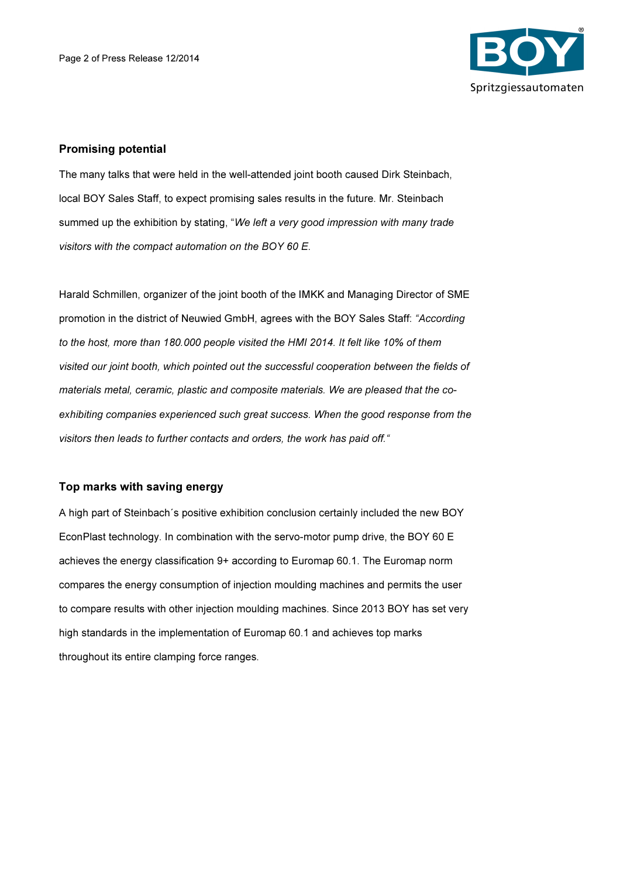## Promising potential

The many talks that were held in the well-attended joint booth caused Dirk Steinbach, local BOY Sales Staff, to expect promising sales results in the future. Mr. Steinbach summed up the exhibition by stating, "*We left a very good impression with many trade visitors with the compact automation on the BOY 60 E.*

Harald Schmillen, organizer of the joint booth of the IMKK and Managing Director of SME promotion in the district of Neuwied GmbH, agrees with the BOY Sales Staff: *"According to the host, more than 180.000 people visited the HMI 2014. It felt like 10% of them visited our joint booth, which pointed out the successful cooperation between the fields of materials metal, ceramic, plastic and composite materials. We are pleased that the co-exhibiting companies experienced such great success. When the good response from the visitors then leads to further contacts and orders, the work has paid off."*

## Top marks with saving energy

A high part of Steinbach´s positive exhibition conclusion certainly included the new BOY EconPlast technology. In combination with the servo-motor pump drive, the BOY 60 E achieves the energy classification 9+ according to Euromap 60.1. The Euromap norm compares the energy consumption of injection moulding machines and permits the user to compare results with other injection moulding machines. Since 2013 BOY has set very high standards in the implementation of Euromap 60.1 and achieves top marks throughout its entire clamping force ranges.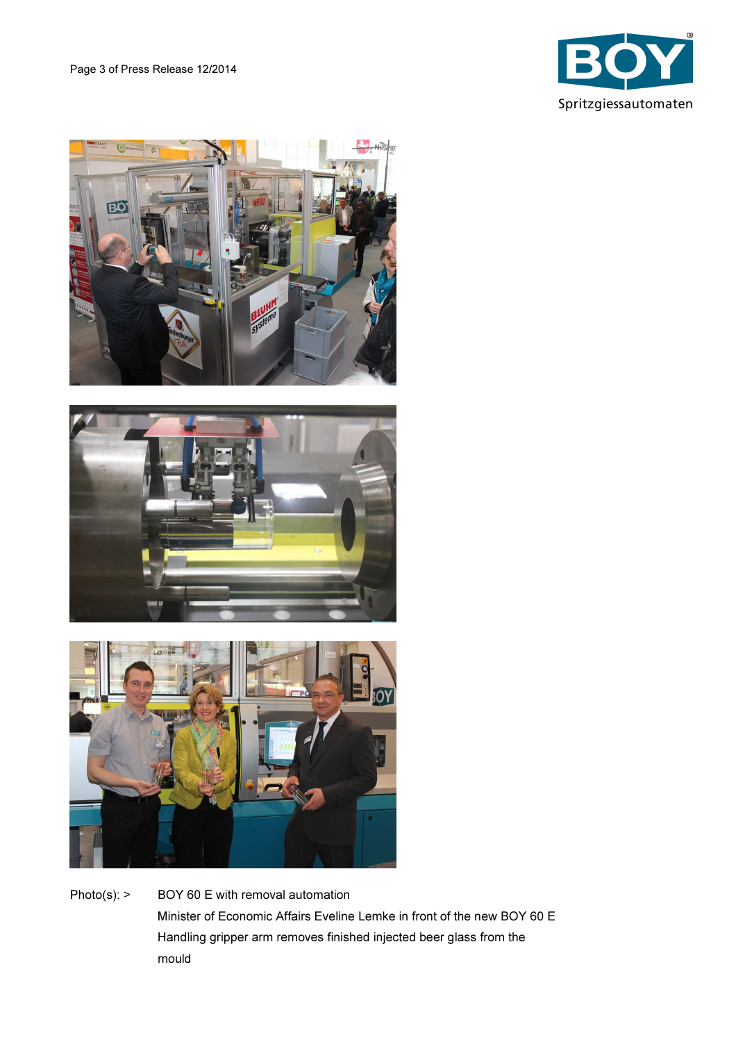Photo(s): > BOY 60 E with removal automation

Minister of Economic Affairs Eveline Lemke in front of the new BOY 60 E

Handling gripper arm removes finished injected beer glass from the mould